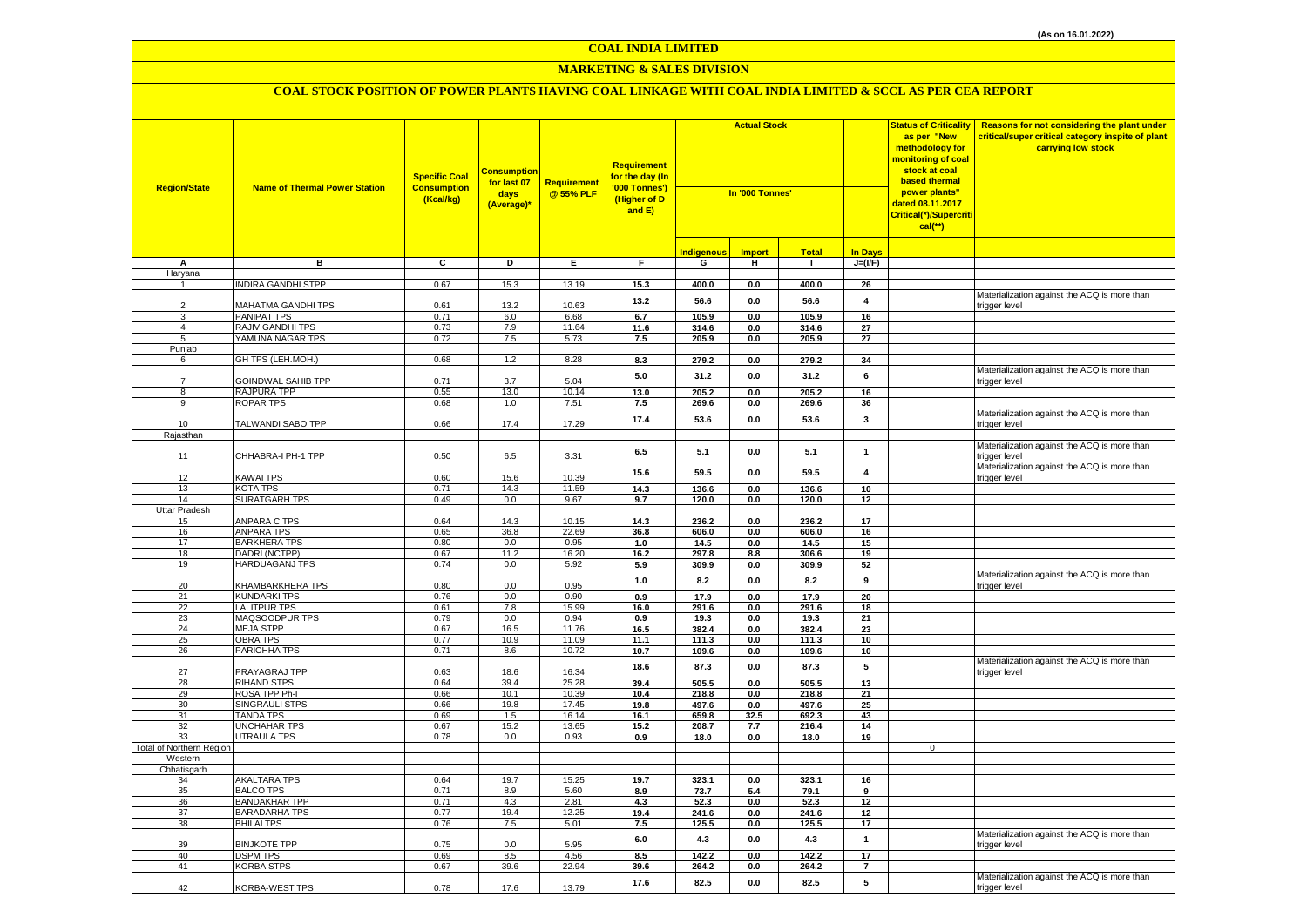(As on 16.01.2022)

# COAL INDIA LIMITED

## MARKETING & SALES DIVISION

### COAL STOCK POSITION OF POWER PLANTS HAVING COAL LINKAGE WITH COAL INDIA LIMITED & SCCL AS PER CEA REPORT

| Region/State | Name of Thermal Power Station | Specific Coal Consumption (Kcal/kg) | Consumption for last 07 days (Average)* | Requirement @ 55% PLF | Requirement for the day (In '000 Tonnes') (Higher of D and E) | Actual Stock In '000 Tonnes' | | | | Status of Criticality as per "New methodology for monitoring of coal stock at coal based thermal power plants" dated 08.11.2017 Critical(*)/Supercritical(**) | Reasons for not considering the plant under critical/super critical category inspite of plant carrying low stock |
|---|---|---|---|---|---|---|---|---|---|---|---|
| | | | | | | Indigenous | Import | Total | In Days | | |
| A | B | C | D | E | F | G | H | I | J=(I/F) | | |
| Haryana | | | | | | | | | | | |
| 1 | INDIRA GANDHI STPP | 0.67 | 15.3 | 13.19 | 15.3 | 400.0 | 0.0 | 400.0 | 26 | | |
| 2 | MAHATMA GANDHI TPS | 0.61 | 13.2 | 10.63 | 13.2 | 56.6 | 0.0 | 56.6 | 4 | | Materialization against the ACQ is more than trigger level |
| 3 | PANIPAT TPS | 0.71 | 6.0 | 6.68 | 6.7 | 105.9 | 0.0 | 105.9 | 16 | | |
| 4 | RAJIV GANDHI TPS | 0.73 | 7.9 | 11.64 | 11.6 | 314.6 | 0.0 | 314.6 | 27 | | |
| 5 | YAMUNA NAGAR TPS | 0.72 | 7.5 | 5.73 | 7.5 | 205.9 | 0.0 | 205.9 | 27 | | |
| Punjab | | | | | | | | | | | |
| 6 | GH TPS (LEH.MOH.) | 0.68 | 1.2 | 8.28 | 8.3 | 279.2 | 0.0 | 279.2 | 34 | | |
| 7 | GOINDWAL SAHIB TPP | 0.71 | 3.7 | 5.04 | 5.0 | 31.2 | 0.0 | 31.2 | 6 | | Materialization against the ACQ is more than trigger level |
| 8 | RAJPURA TPP | 0.55 | 13.0 | 10.14 | 13.0 | 205.2 | 0.0 | 205.2 | 16 | | |
| 9 | ROPAR TPS | 0.68 | 1.0 | 7.51 | 7.5 | 269.6 | 0.0 | 269.6 | 36 | | |
| 10 | TALWANDI SABO TPP | 0.66 | 17.4 | 17.29 | 17.4 | 53.6 | 0.0 | 53.6 | 3 | | Materialization against the ACQ is more than trigger level |
| Rajasthan | | | | | | | | | | | |
| 11 | CHHABRA-I PH-1 TPP | 0.50 | 6.5 | 3.31 | 6.5 | 5.1 | 0.0 | 5.1 | 1 | | Materialization against the ACQ is more than trigger level |
| 12 | KAWAI TPS | 0.60 | 15.6 | 10.39 | 15.6 | 59.5 | 0.0 | 59.5 | 4 | | Materialization against the ACQ is more than trigger level |
| 13 | KOTA TPS | 0.71 | 14.3 | 11.59 | 14.3 | 136.6 | 0.0 | 136.6 | 10 | | |
| 14 | SURATGARH TPS | 0.49 | 0.0 | 9.67 | 9.7 | 120.0 | 0.0 | 120.0 | 12 | | |
| Uttar Pradesh | | | | | | | | | | | |
| 15 | ANPARA C TPS | 0.64 | 14.3 | 10.15 | 14.3 | 236.2 | 0.0 | 236.2 | 17 | | |
| 16 | ANPARA TPS | 0.65 | 36.8 | 22.69 | 36.8 | 606.0 | 0.0 | 606.0 | 16 | | |
| 17 | BARKHERA TPS | 0.80 | 0.0 | 0.95 | 1.0 | 14.5 | 0.0 | 14.5 | 15 | | |
| 18 | DADRI (NCTPP) | 0.67 | 11.2 | 16.20 | 16.2 | 297.8 | 8.8 | 306.6 | 19 | | |
| 19 | HARDUAGANJ TPS | 0.74 | 0.0 | 5.92 | 5.9 | 309.9 | 0.0 | 309.9 | 52 | | |
| 20 | KHAMBARKHERA TPS | 0.80 | 0.0 | 0.95 | 1.0 | 8.2 | 0.0 | 8.2 | 9 | | Materialization against the ACQ is more than trigger level |
| 21 | KUNDARKI TPS | 0.76 | 0.0 | 0.90 | 0.9 | 17.9 | 0.0 | 17.9 | 20 | | |
| 22 | LALITPUR TPS | 0.61 | 7.8 | 15.99 | 16.0 | 291.6 | 0.0 | 291.6 | 18 | | |
| 23 | MAQSOODPUR TPS | 0.79 | 0.0 | 0.94 | 0.9 | 19.3 | 0.0 | 19.3 | 21 | | |
| 24 | MEJA STPP | 0.67 | 16.5 | 11.76 | 16.5 | 382.4 | 0.0 | 382.4 | 23 | | |
| 25 | OBRA TPS | 0.77 | 10.9 | 11.09 | 11.1 | 111.3 | 0.0 | 111.3 | 10 | | |
| 26 | PARICHHA TPS | 0.71 | 8.6 | 10.72 | 10.7 | 109.6 | 0.0 | 109.6 | 10 | | |
| 27 | PRAYAGRAJ TPP | 0.63 | 18.6 | 16.34 | 18.6 | 87.3 | 0.0 | 87.3 | 5 | | Materialization against the ACQ is more than trigger level |
| 28 | RIHAND STPS | 0.64 | 39.4 | 25.28 | 39.4 | 505.5 | 0.0 | 505.5 | 13 | | |
| 29 | ROSA TPP Ph-I | 0.66 | 10.1 | 10.39 | 10.4 | 218.8 | 0.0 | 218.8 | 21 | | |
| 30 | SINGRAULI STPS | 0.66 | 19.8 | 17.45 | 19.8 | 497.6 | 0.0 | 497.6 | 25 | | |
| 31 | TANDA TPS | 0.69 | 1.5 | 16.14 | 16.1 | 659.8 | 32.5 | 692.3 | 43 | | |
| 32 | UNCHAHAR TPS | 0.67 | 15.2 | 13.65 | 15.2 | 208.7 | 7.7 | 216.4 | 14 | | |
| 33 | UTRAULA TPS | 0.78 | 0.0 | 0.93 | 0.9 | 18.0 | 0.0 | 18.0 | 19 | | |
| Total of Northern Region | | | | | | | | | | 0 | |
| Western | | | | | | | | | | | |
| Chhatisgarh | | | | | | | | | | | |
| 34 | AKALTARA TPS | 0.64 | 19.7 | 15.25 | 19.7 | 323.1 | 0.0 | 323.1 | 16 | | |
| 35 | BALCO TPS | 0.71 | 8.9 | 5.60 | 8.9 | 73.7 | 5.4 | 79.1 | 9 | | |
| 36 | BANDAKHAR TPP | 0.71 | 4.3 | 2.81 | 4.3 | 52.3 | 0.0 | 52.3 | 12 | | |
| 37 | BARADARHA TPS | 0.77 | 19.4 | 12.25 | 19.4 | 241.6 | 0.0 | 241.6 | 12 | | |
| 38 | BHILAI TPS | 0.76 | 7.5 | 5.01 | 7.5 | 125.5 | 0.0 | 125.5 | 17 | | |
| 39 | BINJKOTE TPP | 0.75 | 0.0 | 5.95 | 6.0 | 4.3 | 0.0 | 4.3 | 1 | | Materialization against the ACQ is more than trigger level |
| 40 | DSPM TPS | 0.69 | 8.5 | 4.56 | 8.5 | 142.2 | 0.0 | 142.2 | 17 | | |
| 41 | KORBA STPS | 0.67 | 39.6 | 22.94 | 39.6 | 264.2 | 0.0 | 264.2 | 7 | | |
| 42 | KORBA-WEST TPS | 0.78 | 17.6 | 13.79 | 17.6 | 82.5 | 0.0 | 82.5 | 5 | | Materialization against the ACQ is more than trigger level |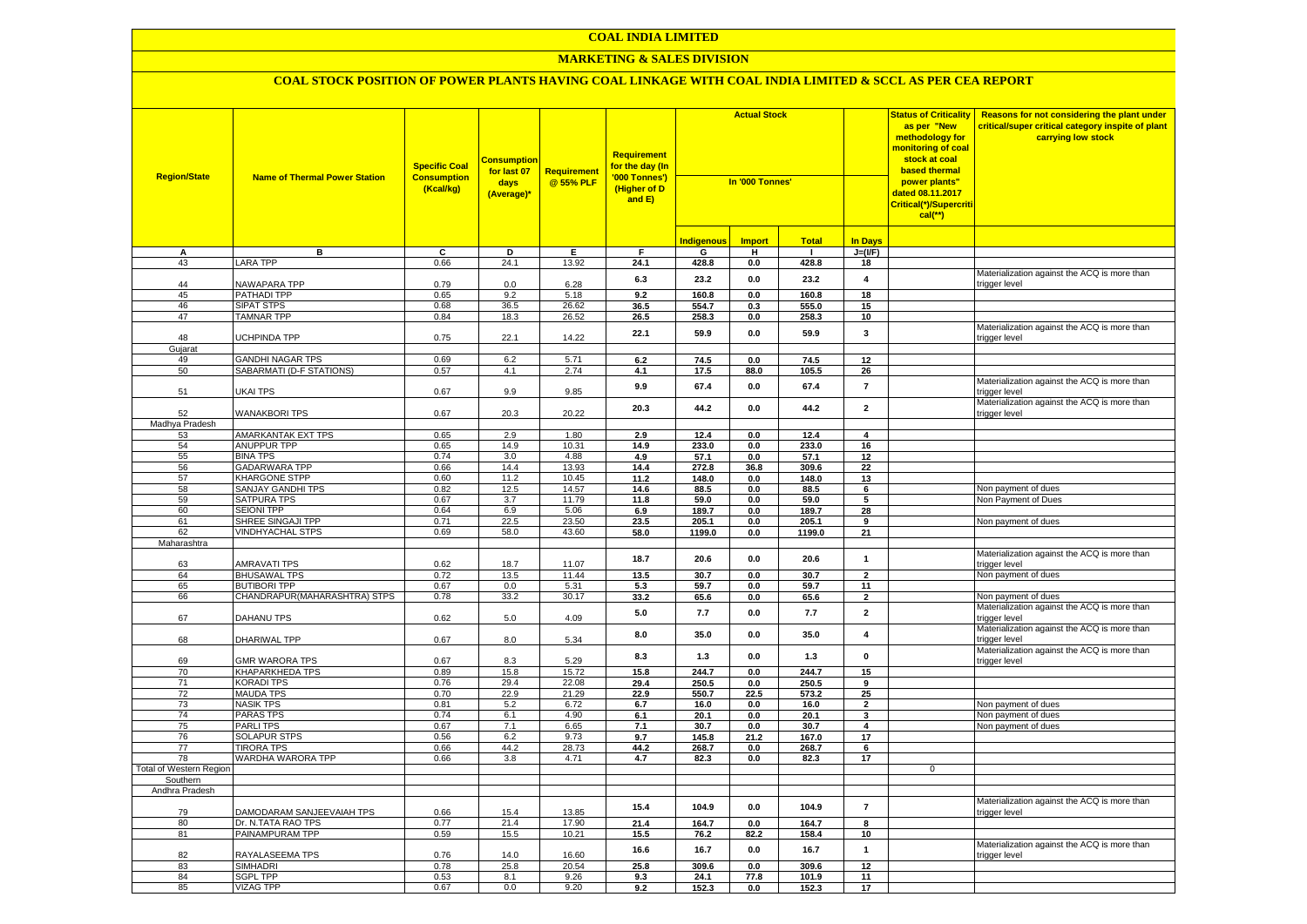# COAL INDIA LIMITED

## MARKETING & SALES DIVISION

### COAL STOCK POSITION OF POWER PLANTS HAVING COAL LINKAGE WITH COAL INDIA LIMITED & SCCL AS PER CEA REPORT

| Region/State | Name of Thermal Power Station | Specific Coal Consumption (Kcal/kg) | Consumption for last 07 days (Average)* | Requirement @ 55% PLF | Requirement for the day (In '000 Tonnes') (Higher of D and E) | Actual Stock In '000 Tonnes' | | | | Status of Criticality as per "New methodology for monitoring of coal stock at coal based thermal power plants" dated 08.11.2017 Critical(*)/Supercritical(**) | Reasons for not considering the plant under critical/super critical category inspite of plant carrying low stock |
|---|---|---|---|---|---|---|---|---|---|---|---|
| | | | | | | Indigenous | Import | Total | In Days | | |
| A | B | C | D | E | F | G | H | I | J=(I/F) | | |
| 43 | LARA TPP | 0.66 | 24.1 | 13.92 | 24.1 | 428.8 | 0.0 | 428.8 | 18 | | |
| 44 | NAWAPARA TPP | 0.79 | 0.0 | 6.28 | 6.3 | 23.2 | 0.0 | 23.2 | 4 | | Materialization against the ACQ is more than trigger level |
| 45 | PATHADI TPP | 0.65 | 9.2 | 5.18 | 9.2 | 160.8 | 0.0 | 160.8 | 18 | | |
| 46 | SIPAT STPS | 0.68 | 36.5 | 26.62 | 36.5 | 554.7 | 0.3 | 555.0 | 15 | | |
| 47 | TAMNAR TPP | 0.84 | 18.3 | 26.52 | 26.5 | 258.3 | 0.0 | 258.3 | 10 | | |
| 48 | UCHPINDA TPP | 0.75 | 22.1 | 14.22 | 22.1 | 59.9 | 0.0 | 59.9 | 3 | | Materialization against the ACQ is more than trigger level |
| Gujarat | | | | | | | | | | | |
| 49 | GANDHI NAGAR TPS | 0.69 | 6.2 | 5.71 | 6.2 | 74.5 | 0.0 | 74.5 | 12 | | |
| 50 | SABARMATI (D-F STATIONS) | 0.57 | 4.1 | 2.74 | 4.1 | 17.5 | 88.0 | 105.5 | 26 | | |
| 51 | UKAI TPS | 0.67 | 9.9 | 9.85 | 9.9 | 67.4 | 0.0 | 67.4 | 7 | | Materialization against the ACQ is more than trigger level |
| 52 | WANAKBORI TPS | 0.67 | 20.3 | 20.22 | 20.3 | 44.2 | 0.0 | 44.2 | 2 | | Materialization against the ACQ is more than trigger level |
| Madhya Pradesh | | | | | | | | | | | |
| 53 | AMARKANTAK EXT TPS | 0.65 | 2.9 | 1.80 | 2.9 | 12.4 | 0.0 | 12.4 | 4 | | |
| 54 | ANUPPUR TPP | 0.65 | 14.9 | 10.31 | 14.9 | 233.0 | 0.0 | 233.0 | 16 | | |
| 55 | BINA TPS | 0.74 | 3.0 | 4.88 | 4.9 | 57.1 | 0.0 | 57.1 | 12 | | |
| 56 | GADARWARA TPP | 0.66 | 14.4 | 13.93 | 14.4 | 272.8 | 36.8 | 309.6 | 22 | | |
| 57 | KHARGONE STPP | 0.60 | 11.2 | 10.45 | 11.2 | 148.0 | 0.0 | 148.0 | 13 | | |
| 58 | SANJAY GANDHI TPS | 0.82 | 12.5 | 14.57 | 14.6 | 88.5 | 0.0 | 88.5 | 6 | | Non payment of dues |
| 59 | SATPURA TPS | 0.67 | 3.7 | 11.79 | 11.8 | 59.0 | 0.0 | 59.0 | 5 | | Non Payment of Dues |
| 60 | SEIONI TPP | 0.64 | 6.9 | 5.06 | 6.9 | 189.7 | 0.0 | 189.7 | 28 | | |
| 61 | SHREE SINGAJI TPP | 0.71 | 22.5 | 23.50 | 23.5 | 205.1 | 0.0 | 205.1 | 9 | | Non payment of dues |
| 62 | VINDHYACHAL STPS | 0.69 | 58.0 | 43.60 | 58.0 | 1199.0 | 0.0 | 1199.0 | 21 | | |
| Maharashtra | | | | | | | | | | | |
| 63 | AMRAVATI TPS | 0.62 | 18.7 | 11.07 | 18.7 | 20.6 | 0.0 | 20.6 | 1 | | Materialization against the ACQ is more than trigger level |
| 64 | BHUSAWAL TPS | 0.72 | 13.5 | 11.44 | 13.5 | 30.7 | 0.0 | 30.7 | 2 | | Non payment of dues |
| 65 | BUTIBORI TPP | 0.67 | 0.0 | 5.31 | 5.3 | 59.7 | 0.0 | 59.7 | 11 | | |
| 66 | CHANDRAPUR(MAHARASHTRA) STPS | 0.78 | 33.2 | 30.17 | 33.2 | 65.6 | 0.0 | 65.6 | 2 | | Non payment of dues |
| 67 | DAHANU TPS | 0.62 | 5.0 | 4.09 | 5.0 | 7.7 | 0.0 | 7.7 | 2 | | Materialization against the ACQ is more than trigger level |
| 68 | DHARIWAL TPP | 0.67 | 8.0 | 5.34 | 8.0 | 35.0 | 0.0 | 35.0 | 4 | | Materialization against the ACQ is more than trigger level |
| 69 | GMR WARORA TPS | 0.67 | 8.3 | 5.29 | 8.3 | 1.3 | 0.0 | 1.3 | 0 | | Materialization against the ACQ is more than trigger level |
| 70 | KHAPARKHEDA TPS | 0.89 | 15.8 | 15.72 | 15.8 | 244.7 | 0.0 | 244.7 | 15 | | |
| 71 | KORADI TPS | 0.76 | 29.4 | 22.08 | 29.4 | 250.5 | 0.0 | 250.5 | 9 | | |
| 72 | MAUDA TPS | 0.70 | 22.9 | 21.29 | 22.9 | 550.7 | 22.5 | 573.2 | 25 | | |
| 73 | NASIK TPS | 0.81 | 5.2 | 6.72 | 6.7 | 16.0 | 0.0 | 16.0 | 2 | | Non payment of dues |
| 74 | PARAS TPS | 0.74 | 6.1 | 4.90 | 6.1 | 20.1 | 0.0 | 20.1 | 3 | | Non payment of dues |
| 75 | PARLI TPS | 0.67 | 7.1 | 6.65 | 7.1 | 30.7 | 0.0 | 30.7 | 4 | | Non payment of dues |
| 76 | SOLAPUR STPS | 0.56 | 6.2 | 9.73 | 9.7 | 145.8 | 21.2 | 167.0 | 17 | | |
| 77 | TIRORA TPS | 0.66 | 44.2 | 28.73 | 44.2 | 268.7 | 0.0 | 268.7 | 6 | | |
| 78 | WARDHA WARORA TPP | 0.66 | 3.8 | 4.71 | 4.7 | 82.3 | 0.0 | 82.3 | 17 | | |
| Total of Western Region | | | | | | | | | | 0 | |
| Southern | | | | | | | | | | | |
| Andhra Pradesh | | | | | | | | | | | |
| 79 | DAMODARAM SANJEEVAIAH TPS | 0.66 | 15.4 | 13.85 | 15.4 | 104.9 | 0.0 | 104.9 | 7 | | Materialization against the ACQ is more than trigger level |
| 80 | Dr. N.TATA RAO TPS | 0.77 | 21.4 | 17.90 | 21.4 | 164.7 | 0.0 | 164.7 | 8 | | |
| 81 | PAINAMPURAM TPP | 0.59 | 15.5 | 10.21 | 15.5 | 76.2 | 82.2 | 158.4 | 10 | | |
| 82 | RAYALASEEMA TPS | 0.76 | 14.0 | 16.60 | 16.6 | 16.7 | 0.0 | 16.7 | 1 | | Materialization against the ACQ is more than trigger level |
| 83 | SIMHADRI | 0.78 | 25.8 | 20.54 | 25.8 | 309.6 | 0.0 | 309.6 | 12 | | |
| 84 | SGPL TPP | 0.53 | 8.1 | 9.26 | 9.3 | 24.1 | 77.8 | 101.9 | 11 | | |
| 85 | VIZAG TPP | 0.67 | 0.0 | 9.20 | 9.2 | 152.3 | 0.0 | 152.3 | 17 | | |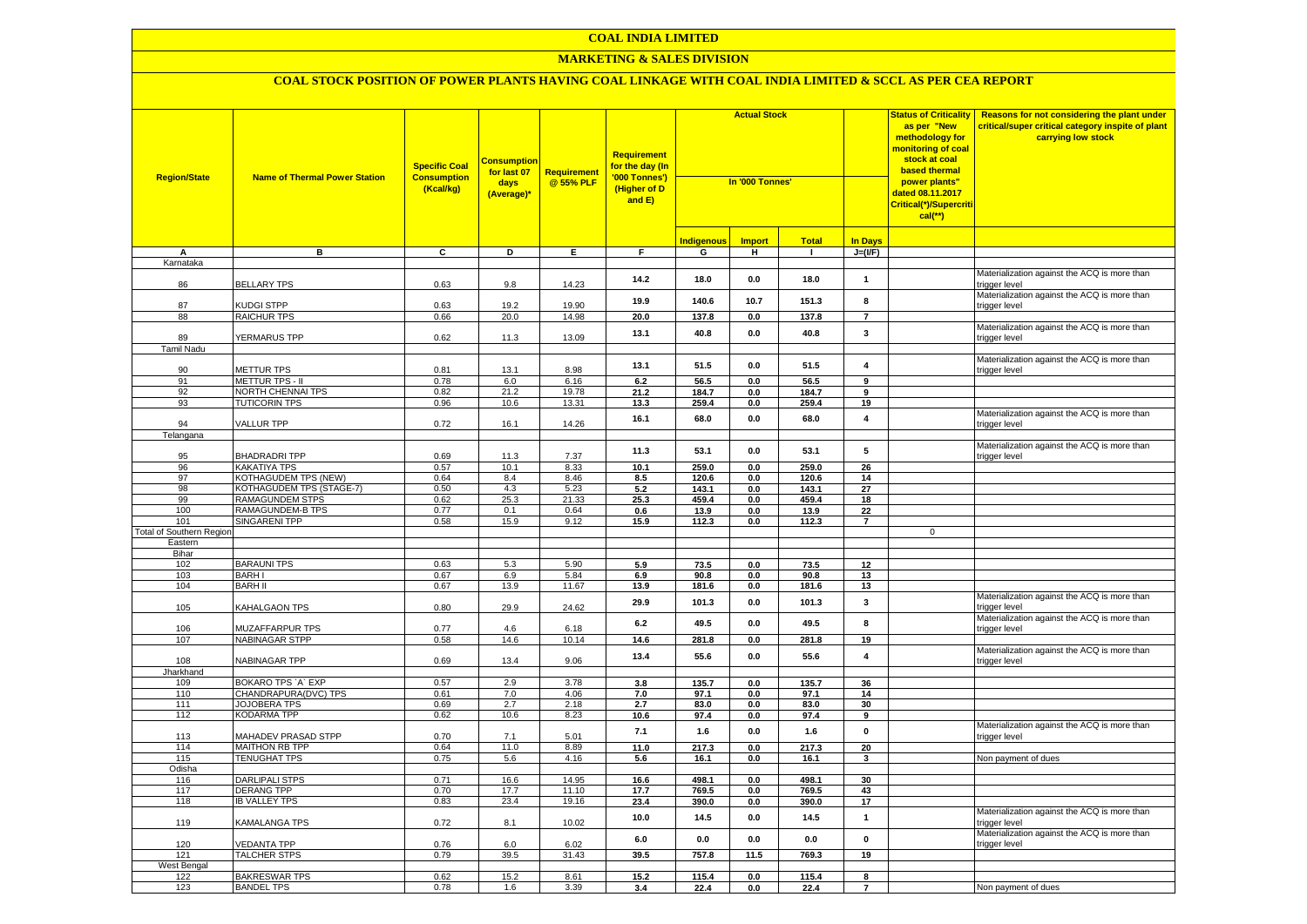# COAL INDIA LIMITED

## MARKETING & SALES DIVISION

### COAL STOCK POSITION OF POWER PLANTS HAVING COAL LINKAGE WITH COAL INDIA LIMITED & SCCL AS PER CEA REPORT

| Region/State | Name of Thermal Power Station | Specific Coal Consumption (Kcal/kg) | Consumption for last 07 days (Average)* | Requirement @ 55% PLF | Requirement for the day (In '000 Tonnes') (Higher of D and E) | Actual Stock In '000 Tonnes' | | | | Status of Criticality as per "New methodology for monitoring of coal stock at coal based thermal power plants" dated 08.11.2017 Critical(*)/Supercritical(**) | Reasons for not considering the plant under critical/super critical category inspite of plant carrying low stock |
|---|---|---|---|---|---|---|---|---|---|---|---|
| | | | | | | Indigenous | Import | Total | In Days | | |
| A | B | C | D | E | F | G | H | I | J=(I/F) | | |
| Karnataka | | | | | | | | | | | |
| 86 | BELLARY TPS | 0.63 | 9.8 | 14.23 | 14.2 | 18.0 | 0.0 | 18.0 | 1 | | Materialization against the ACQ is more than trigger level |
| 87 | KUDGI STPP | 0.63 | 19.2 | 19.90 | 19.9 | 140.6 | 10.7 | 151.3 | 8 | | Materialization against the ACQ is more than trigger level |
| 88 | RAICHUR TPS | 0.66 | 20.0 | 14.98 | 20.0 | 137.8 | 0.0 | 137.8 | 7 | | |
| 89 | YERMARUS TPP | 0.62 | 11.3 | 13.09 | 13.1 | 40.8 | 0.0 | 40.8 | 3 | | Materialization against the ACQ is more than trigger level |
| Tamil Nadu | | | | | | | | | | | |
| 90 | METTUR TPS | 0.81 | 13.1 | 8.98 | 13.1 | 51.5 | 0.0 | 51.5 | 4 | | Materialization against the ACQ is more than trigger level |
| 91 | METTUR TPS - II | 0.78 | 6.0 | 6.16 | 6.2 | 56.5 | 0.0 | 56.5 | 9 | | |
| 92 | NORTH CHENNAI TPS | 0.82 | 21.2 | 19.78 | 21.2 | 184.7 | 0.0 | 184.7 | 9 | | |
| 93 | TUTICORIN TPS | 0.96 | 10.6 | 13.31 | 13.3 | 259.4 | 0.0 | 259.4 | 19 | | |
| 94 | VALLUR TPP | 0.72 | 16.1 | 14.26 | 16.1 | 68.0 | 0.0 | 68.0 | 4 | | Materialization against the ACQ is more than trigger level |
| Telangana | | | | | | | | | | | |
| 95 | BHADRADRI TPP | 0.69 | 11.3 | 7.37 | 11.3 | 53.1 | 0.0 | 53.1 | 5 | | Materialization against the ACQ is more than trigger level |
| 96 | KAKATIYA TPS | 0.57 | 10.1 | 8.33 | 10.1 | 259.0 | 0.0 | 259.0 | 26 | | |
| 97 | KOTHAGUDEM TPS (NEW) | 0.64 | 8.4 | 8.46 | 8.5 | 120.6 | 0.0 | 120.6 | 14 | | |
| 98 | KOTHAGUDEM TPS (STAGE-7) | 0.50 | 4.3 | 5.23 | 5.2 | 143.1 | 0.0 | 143.1 | 27 | | |
| 99 | RAMAGUNDEM STPS | 0.62 | 25.3 | 21.33 | 25.3 | 459.4 | 0.0 | 459.4 | 18 | | |
| 100 | RAMAGUNDEM-B TPS | 0.77 | 0.1 | 0.64 | 0.6 | 13.9 | 0.0 | 13.9 | 22 | | |
| 101 | SINGARENI TPP | 0.58 | 15.9 | 9.12 | 15.9 | 112.3 | 0.0 | 112.3 | 7 | | |
| Total of Southern Region | | | | | | | | | | 0 | |
| Eastern | | | | | | | | | | | |
| Bihar | | | | | | | | | | | |
| 102 | BARAUNI TPS | 0.63 | 5.3 | 5.90 | 5.9 | 73.5 | 0.0 | 73.5 | 12 | | |
| 103 | BARH I | 0.67 | 6.9 | 5.84 | 6.9 | 90.8 | 0.0 | 90.8 | 13 | | |
| 104 | BARH II | 0.67 | 13.9 | 11.67 | 13.9 | 181.6 | 0.0 | 181.6 | 13 | | |
| 105 | KAHALGAON TPS | 0.80 | 29.9 | 24.62 | 29.9 | 101.3 | 0.0 | 101.3 | 3 | | Materialization against the ACQ is more than trigger level |
| 106 | MUZAFFARPUR TPS | 0.77 | 4.6 | 6.18 | 6.2 | 49.5 | 0.0 | 49.5 | 8 | | Materialization against the ACQ is more than trigger level |
| 107 | NABINAGAR STPP | 0.58 | 14.6 | 10.14 | 14.6 | 281.8 | 0.0 | 281.8 | 19 | | |
| 108 | NABINAGAR TPP | 0.69 | 13.4 | 9.06 | 13.4 | 55.6 | 0.0 | 55.6 | 4 | | Materialization against the ACQ is more than trigger level |
| Jharkhand | | | | | | | | | | | |
| 109 | BOKARO TPS `A` EXP | 0.57 | 2.9 | 3.78 | 3.8 | 135.7 | 0.0 | 135.7 | 36 | | |
| 110 | CHANDRAPURA(DVC) TPS | 0.61 | 7.0 | 4.06 | 7.0 | 97.1 | 0.0 | 97.1 | 14 | | |
| 111 | JOJOBERA TPS | 0.69 | 2.7 | 2.18 | 2.7 | 83.0 | 0.0 | 83.0 | 30 | | |
| 112 | KODARMA TPP | 0.62 | 10.6 | 8.23 | 10.6 | 97.4 | 0.0 | 97.4 | 9 | | |
| 113 | MAHADEV PRASAD STPP | 0.70 | 7.1 | 5.01 | 7.1 | 1.6 | 0.0 | 1.6 | 0 | | Materialization against the ACQ is more than trigger level |
| 114 | MAITHON RB TPP | 0.64 | 11.0 | 8.89 | 11.0 | 217.3 | 0.0 | 217.3 | 20 | | |
| 115 | TENUGHAT TPS | 0.75 | 5.6 | 4.16 | 5.6 | 16.1 | 0.0 | 16.1 | 3 | | Non payment of dues |
| Odisha | | | | | | | | | | | |
| 116 | DARLIPALI STPS | 0.71 | 16.6 | 14.95 | 16.6 | 498.1 | 0.0 | 498.1 | 30 | | |
| 117 | DERANG TPP | 0.70 | 17.7 | 11.10 | 17.7 | 769.5 | 0.0 | 769.5 | 43 | | |
| 118 | IB VALLEY TPS | 0.83 | 23.4 | 19.16 | 23.4 | 390.0 | 0.0 | 390.0 | 17 | | |
| 119 | KAMALANGA TPS | 0.72 | 8.1 | 10.02 | 10.0 | 14.5 | 0.0 | 14.5 | 1 | | Materialization against the ACQ is more than trigger level |
| 120 | VEDANTA TPP | 0.76 | 6.0 | 6.02 | 6.0 | 0.0 | 0.0 | 0.0 | 0 | | Materialization against the ACQ is more than trigger level |
| 121 | TALCHER STPS | 0.79 | 39.5 | 31.43 | 39.5 | 757.8 | 11.5 | 769.3 | 19 | | |
| West Bengal | | | | | | | | | | | |
| 122 | BAKRESWAR TPS | 0.62 | 15.2 | 8.61 | 15.2 | 115.4 | 0.0 | 115.4 | 8 | | |
| 123 | BANDEL TPS | 0.78 | 1.6 | 3.39 | 3.4 | 22.4 | 0.0 | 22.4 | 7 | | Non payment of dues |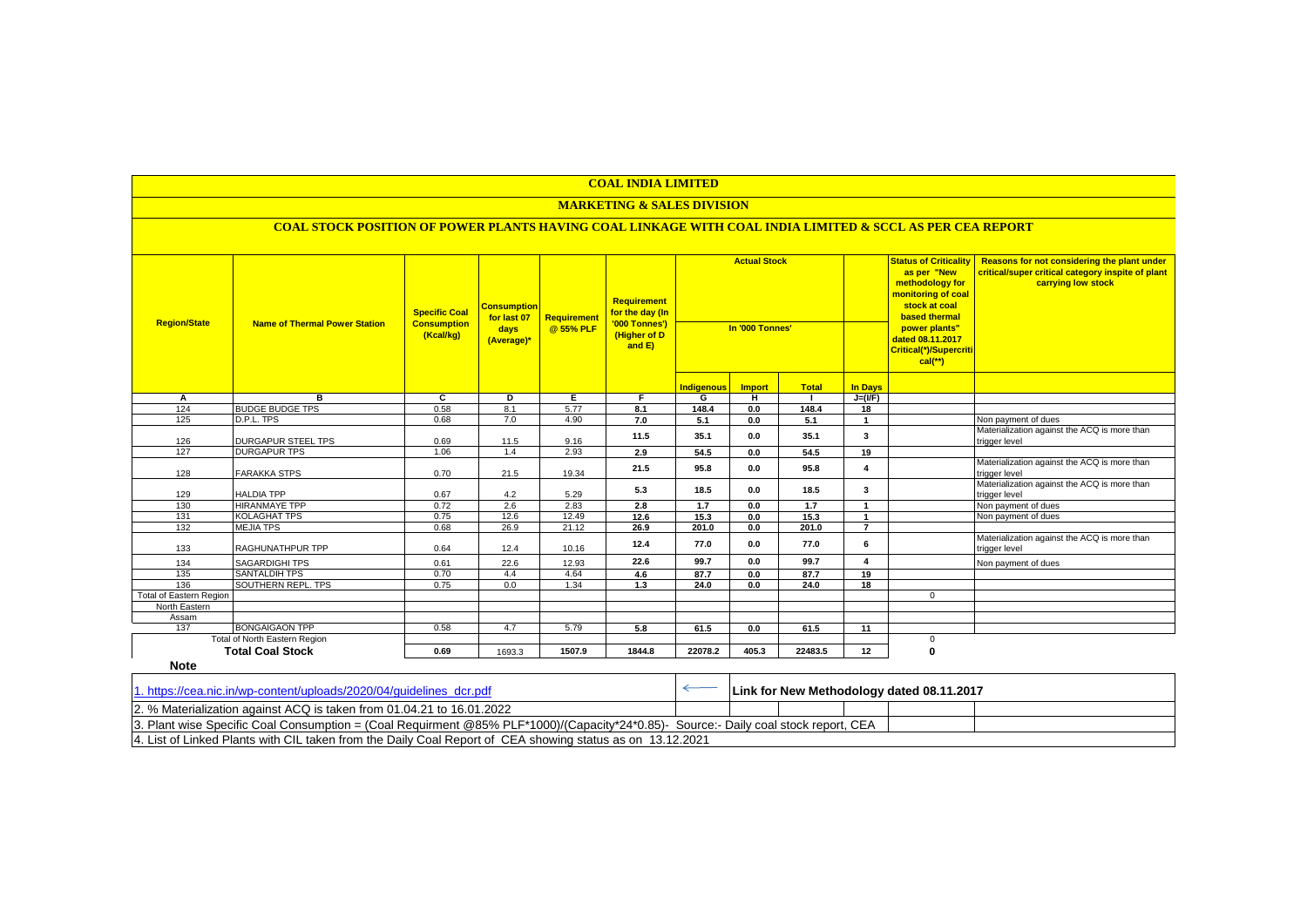# COAL INDIA LIMITED

## MARKETING & SALES DIVISION

### COAL STOCK POSITION OF POWER PLANTS HAVING COAL LINKAGE WITH COAL INDIA LIMITED & SCCL AS PER CEA REPORT

| Region/State | Name of Thermal Power Station | Specific Coal Consumption (Kcal/kg) | Consumption for last 07 days (Average)* | Requirement @ 55% PLF | Requirement for the day (In '000 Tonnes') (Higher of D and E) | Actual Stock In '000 Tonnes' | | | | Status of Criticality as per "New methodology for monitoring of coal stock at coal based thermal power plants" dated 08.11.2017 Critical(*)/Supercritical(**) | Reasons for not considering the plant under critical/super critical category inspite of plant carrying low stock |
|---|---|---|---|---|---|---|---|---|---|---|---|
| | | | | | | Indigenous | Import | Total | In Days | | |
| A | B | C | D | E | F | G | H | I | J=(I/F) | | |
| 124 | BUDGE BUDGE TPS | 0.58 | 8.1 | 5.77 | 8.1 | 148.4 | 0.0 | 148.4 | 18 | | |
| 125 | D.P.L. TPS | 0.68 | 7.0 | 4.90 | 7.0 | 5.1 | 0.0 | 5.1 | 1 | | Non payment of dues |
| 126 | DURGAPUR STEEL TPS | 0.69 | 11.5 | 9.16 | 11.5 | 35.1 | 0.0 | 35.1 | 3 | | Materialization against the ACQ is more than trigger level |
| 127 | DURGAPUR TPS | 1.06 | 1.4 | 2.93 | 2.9 | 54.5 | 0.0 | 54.5 | 19 | | |
| 128 | FARAKKA STPS | 0.70 | 21.5 | 19.34 | 21.5 | 95.8 | 0.0 | 95.8 | 4 | | Materialization against the ACQ is more than trigger level |
| 129 | HALDIA TPP | 0.67 | 4.2 | 5.29 | 5.3 | 18.5 | 0.0 | 18.5 | 3 | | Materialization against the ACQ is more than trigger level |
| 130 | HIRANMAYE TPP | 0.72 | 2.6 | 2.83 | 2.8 | 1.7 | 0.0 | 1.7 | 1 | | Non payment of dues |
| 131 | KOLAGHAT TPS | 0.75 | 12.6 | 12.49 | 12.6 | 15.3 | 0.0 | 15.3 | 1 | | Non payment of dues |
| 132 | MEJIA TPS | 0.68 | 26.9 | 21.12 | 26.9 | 201.0 | 0.0 | 201.0 | 7 | | |
| 133 | RAGHUNATHPUR TPP | 0.64 | 12.4 | 10.16 | 12.4 | 77.0 | 0.0 | 77.0 | 6 | | Materialization against the ACQ is more than trigger level |
| 134 | SAGARDIGHI TPS | 0.61 | 22.6 | 12.93 | 22.6 | 99.7 | 0.0 | 99.7 | 4 | | Non payment of dues |
| 135 | SANTALDIH TPS | 0.70 | 4.4 | 4.64 | 4.6 | 87.7 | 0.0 | 87.7 | 19 | | |
| 136 | SOUTHERN REPL. TPS | 0.75 | 0.0 | 1.34 | 1.3 | 24.0 | 0.0 | 24.0 | 18 | | |
| Total of Eastern Region | | | | | | | | | | 0 | |
| North Eastern | | | | | | | | | | | |
| Assam | | | | | | | | | | | |
| 137 | BONGAIGAON TPP | 0.58 | 4.7 | 5.79 | 5.8 | 61.5 | 0.0 | 61.5 | 11 | | |
| Total of North Eastern Region | | | | | | | | | | 0 | |
| Total Coal Stock | | 0.69 | 1693.3 | 1507.9 | 1844.8 | 22078.2 | 405.3 | 22483.5 | 12 | 0 | |

**Note**

1. https://cea.nic.in/wp-content/uploads/2020/04/guidelines_dcr.pdf ⟵ Link for New Methodology dated 08.11.2017
2. % Materialization against ACQ is taken from 01.04.21 to 16.01.2022
3. Plant wise Specific Coal Consumption = (Coal Requirment @85% PLF*1000)/(Capacity*24*0.85)- Source:- Daily coal stock report, CEA
4. List of Linked Plants with CIL taken from the Daily Coal Report of CEA showing status as on 13.12.2021